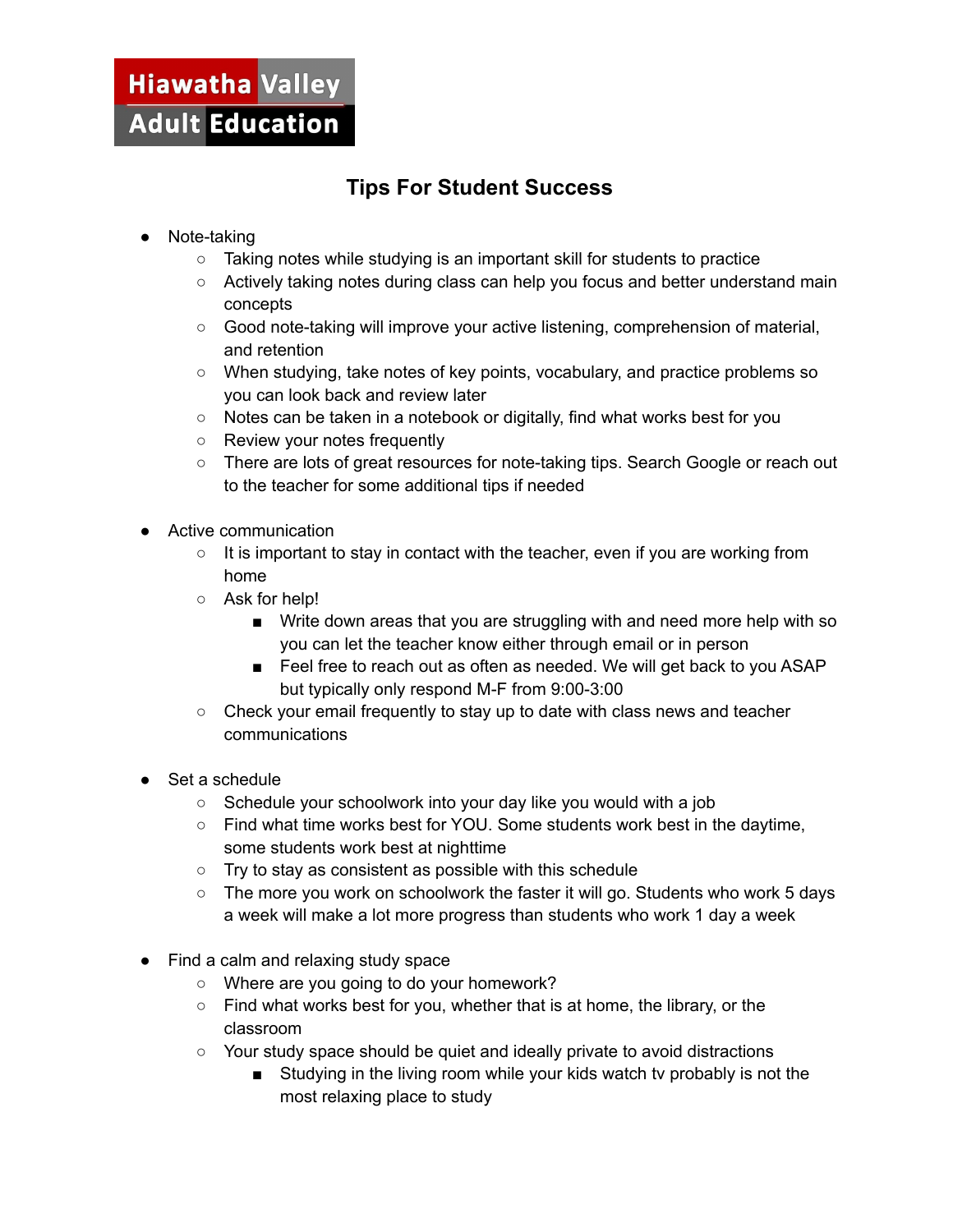Hiawatha Valley Adult Education

# Tips For Student Success

- Note-taking
  - Taking notes while studying is an important skill for students to practice
  - Actively taking notes during class can help you focus and better understand main concepts
  - Good note-taking will improve your active listening, comprehension of material, and retention
  - When studying, take notes of key points, vocabulary, and practice problems so you can look back and review later
  - Notes can be taken in a notebook or digitally, find what works best for you
  - Review your notes frequently
  - There are lots of great resources for note-taking tips. Search Google or reach out to the teacher for some additional tips if needed

- Active communication
  - It is important to stay in contact with the teacher, even if you are working from home
  - Ask for help!
    - Write down areas that you are struggling with and need more help with so you can let the teacher know either through email or in person
    - Feel free to reach out as often as needed. We will get back to you ASAP but typically only respond M-F from 9:00-3:00
  - Check your email frequently to stay up to date with class news and teacher communications

- Set a schedule
  - Schedule your schoolwork into your day like you would with a job
  - Find what time works best for YOU. Some students work best in the daytime, some students work best at nighttime
  - Try to stay as consistent as possible with this schedule
  - The more you work on schoolwork the faster it will go. Students who work 5 days a week will make a lot more progress than students who work 1 day a week

- Find a calm and relaxing study space
  - Where are you going to do your homework?
  - Find what works best for you, whether that is at home, the library, or the classroom
  - Your study space should be quiet and ideally private to avoid distractions
    - Studying in the living room while your kids watch tv probably is not the most relaxing place to study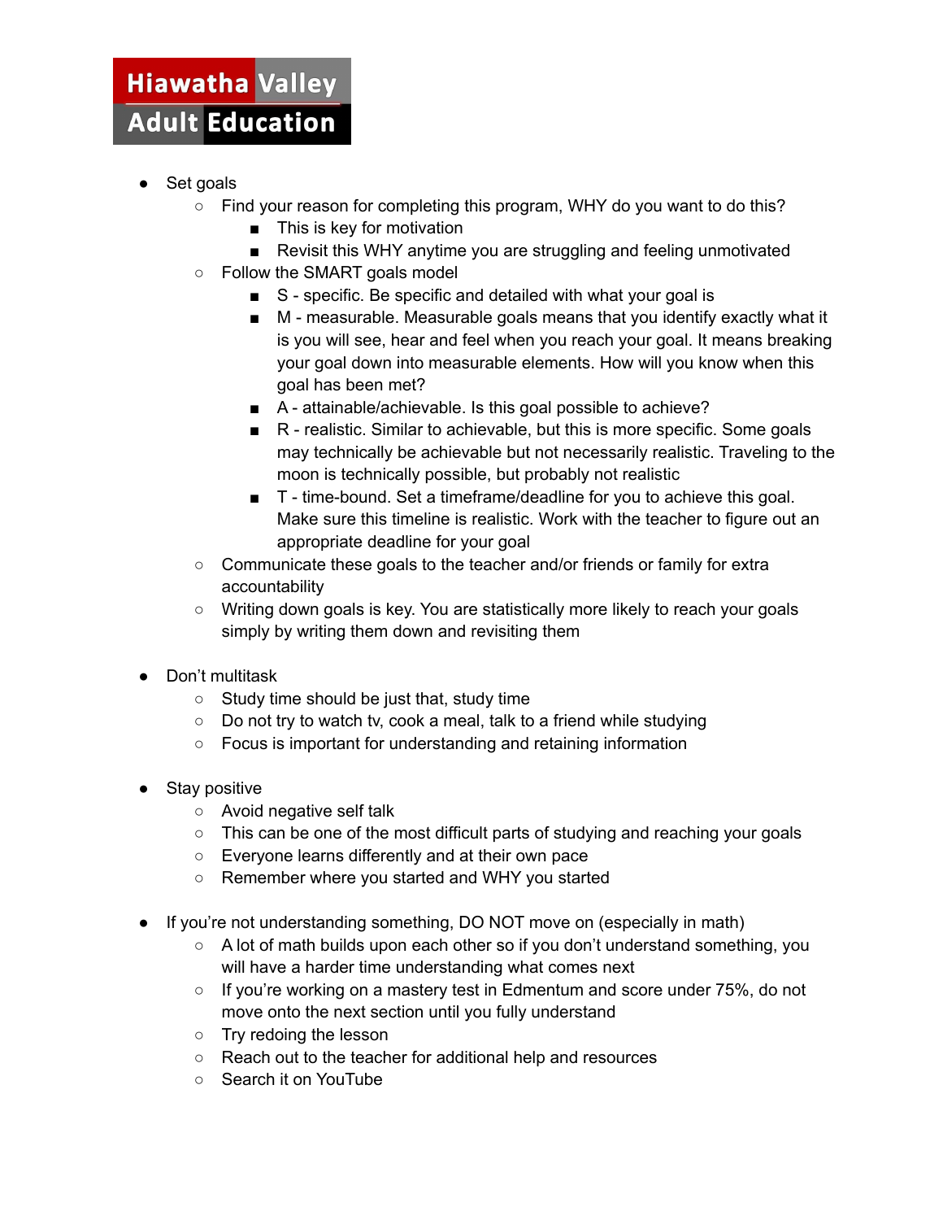**Hiawatha Valley Adult Education**

- Set goals
  - Find your reason for completing this program, WHY do you want to do this?
    - This is key for motivation
    - Revisit this WHY anytime you are struggling and feeling unmotivated
  - Follow the SMART goals model
    - S - specific. Be specific and detailed with what your goal is
    - M - measurable. Measurable goals means that you identify exactly what it is you will see, hear and feel when you reach your goal. It means breaking your goal down into measurable elements. How will you know when this goal has been met?
    - A - attainable/achievable. Is this goal possible to achieve?
    - R - realistic. Similar to achievable, but this is more specific. Some goals may technically be achievable but not necessarily realistic. Traveling to the moon is technically possible, but probably not realistic
    - T - time-bound. Set a timeframe/deadline for you to achieve this goal. Make sure this timeline is realistic. Work with the teacher to figure out an appropriate deadline for your goal
  - Communicate these goals to the teacher and/or friends or family for extra accountability
  - Writing down goals is key. You are statistically more likely to reach your goals simply by writing them down and revisiting them

- Don't multitask
  - Study time should be just that, study time
  - Do not try to watch tv, cook a meal, talk to a friend while studying
  - Focus is important for understanding and retaining information

- Stay positive
  - Avoid negative self talk
  - This can be one of the most difficult parts of studying and reaching your goals
  - Everyone learns differently and at their own pace
  - Remember where you started and WHY you started

- If you're not understanding something, DO NOT move on (especially in math)
  - A lot of math builds upon each other so if you don't understand something, you will have a harder time understanding what comes next
  - If you're working on a mastery test in Edmentum and score under 75%, do not move onto the next section until you fully understand
  - Try redoing the lesson
  - Reach out to the teacher for additional help and resources
  - Search it on YouTube